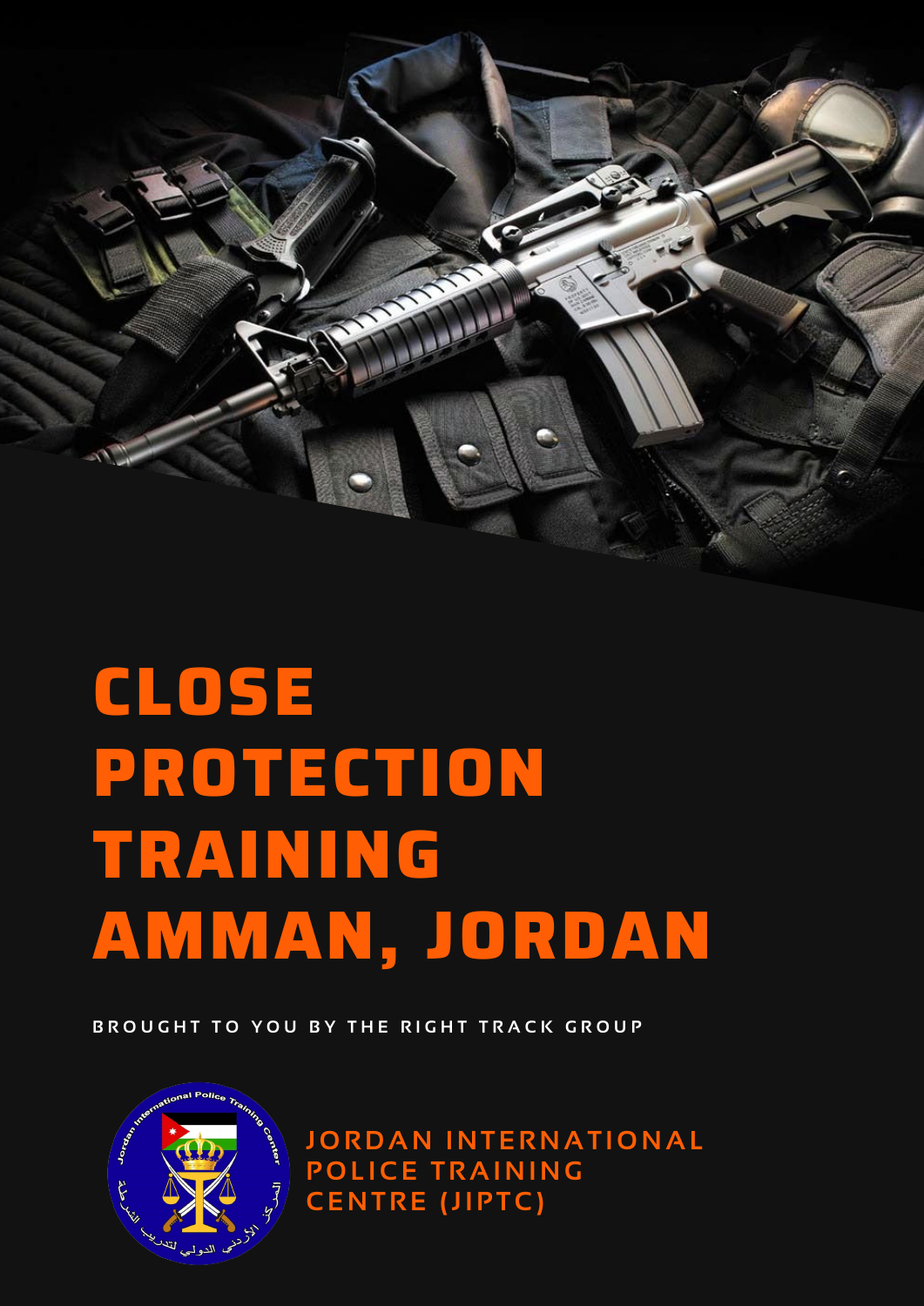# CLOSE PROTECTION TRAINING AMMAN, JORDAN

BROUGHT TO YOU BY THE RIGHT TRACK GROUP

JORDAN INTERNATIONAL POLICE TRAINING CENTRE (JIPTC)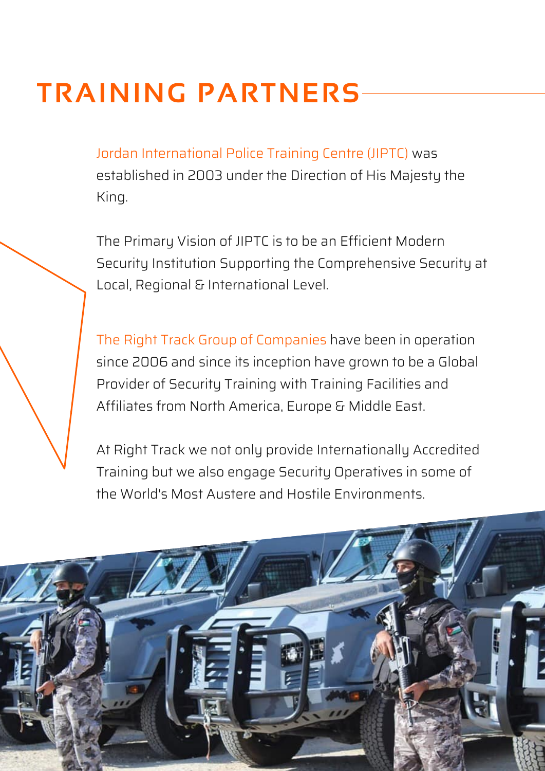# TRAINING PARTNERS

Jordan International Police Training Centre (JIPTC) was established in 2003 under the Direction of His Majesty the King.

The Primary Vision of JIPTC is to be an Efficient Modern Security Institution Supporting the Comprehensive Security at Local, Regional & International Level.

The Right Track Group of Companies have been in operation since 2006 and since its inception have grown to be a Global Provider of Security Training with Training Facilities and Affiliates from North America, Europe & Middle East.

At Right Track we not only provide Internationally Accredited Training but we also engage Security Operatives in some of the World's Most Austere and Hostile Environments.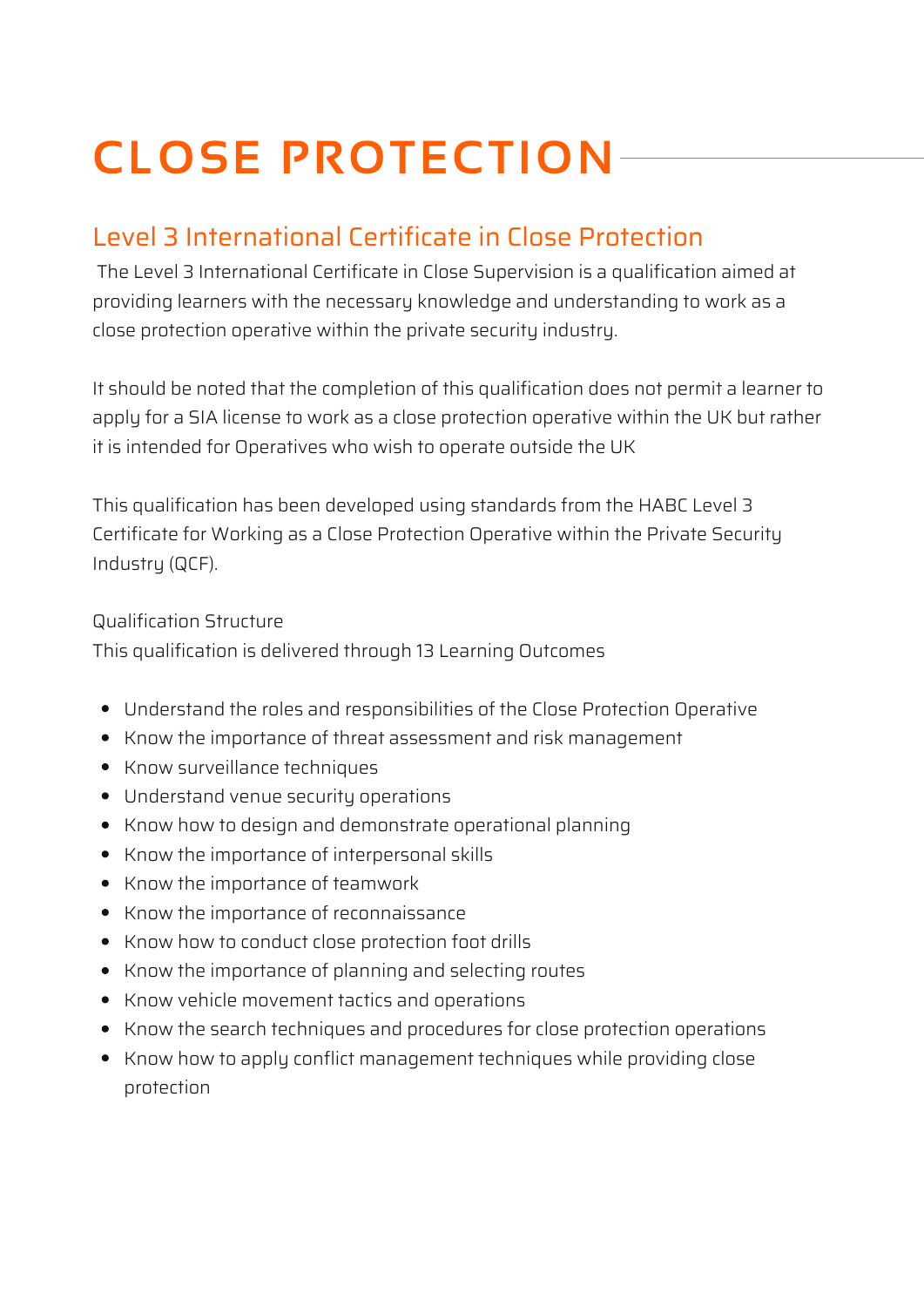# CLOSE PROTECTION

## Level 3 International Certificate in Close Protection

The Level 3 International Certificate in Close Supervision is a qualification aimed at providing learners with the necessary knowledge and understanding to work as a close protection operative within the private security industry.

It should be noted that the completion of this qualification does not permit a learner to apply for a SIA license to work as a close protection operative within the UK but rather it is intended for Operatives who wish to operate outside the UK

This qualification has been developed using standards from the HABC Level 3 Certificate for Working as a Close Protection Operative within the Private Security Industry (QCF).

Qualification Structure
This qualification is delivered through 13 Learning Outcomes

- Understand the roles and responsibilities of the Close Protection Operative
- Know the importance of threat assessment and risk management
- Know surveillance techniques
- Understand venue security operations
- Know how to design and demonstrate operational planning
- Know the importance of interpersonal skills
- Know the importance of teamwork
- Know the importance of reconnaissance
- Know how to conduct close protection foot drills
- Know the importance of planning and selecting routes
- Know vehicle movement tactics and operations
- Know the search techniques and procedures for close protection operations
- Know how to apply conflict management techniques while providing close protection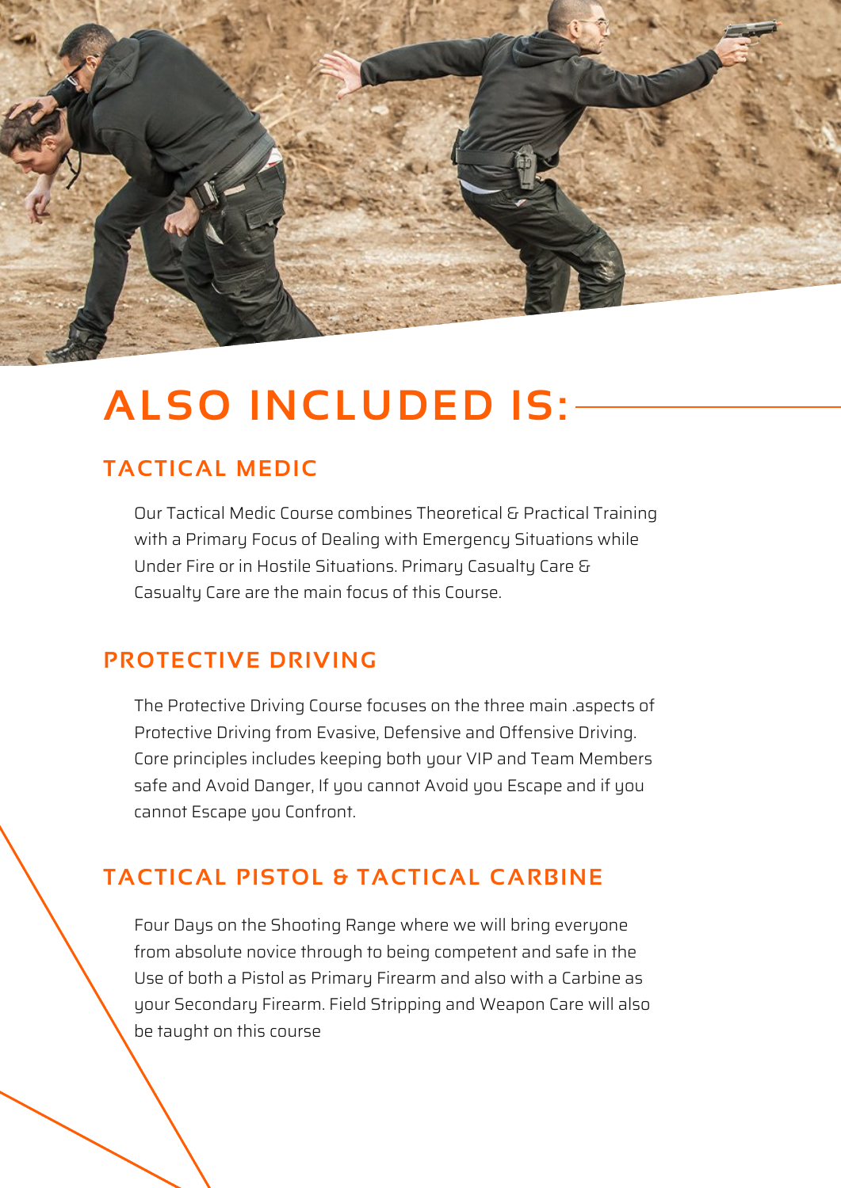# ALSO INCLUDED IS:

## TACTICAL MEDIC

Our Tactical Medic Course combines Theoretical & Practical Training with a Primary Focus of Dealing with Emergency Situations while Under Fire or in Hostile Situations. Primary Casualty Care & Casualty Care are the main focus of this Course.

## PROTECTIVE DRIVING

The Protective Driving Course focuses on the three main .aspects of Protective Driving from Evasive, Defensive and Offensive Driving. Core principles includes keeping both your VIP and Team Members safe and Avoid Danger, If you cannot Avoid you Escape and if you cannot Escape you Confront.

## TACTICAL PISTOL & TACTICAL CARBINE

Four Days on the Shooting Range where we will bring everyone from absolute novice through to being competent and safe in the Use of both a Pistol as Primary Firearm and also with a Carbine as your Secondary Firearm. Field Stripping and Weapon Care will also be taught on this course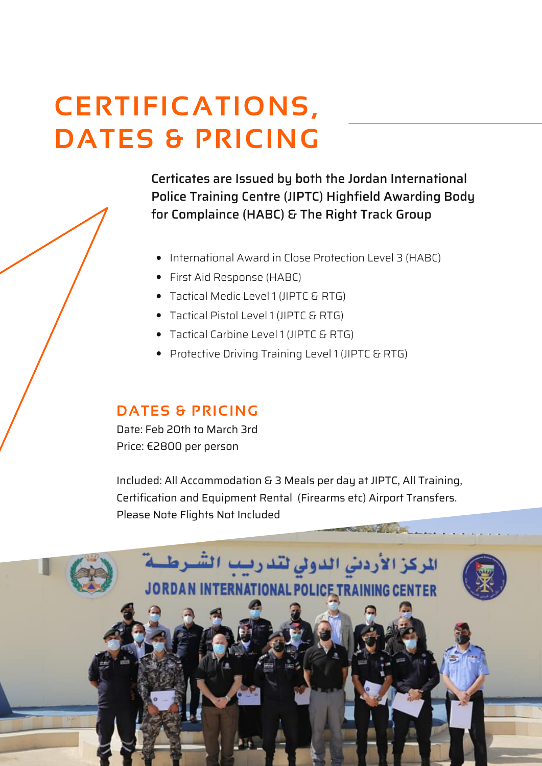# CERTIFICATIONS, DATES & PRICING

**Certicates are Issued by both the Jordan International Police Training Centre (JIPTC) Highfield Awarding Body for Complaince (HABC) & The Right Track Group**

- International Award in Close Protection Level 3 (HABC)
- First Aid Response (HABC)
- Tactical Medic Level 1 (JIPTC & RTG)
- Tactical Pistol Level 1 (JIPTC & RTG)
- Tactical Carbine Level 1 (JIPTC & RTG)
- Protective Driving Training Level 1 (JIPTC & RTG)

## DATES & PRICING

Date: Feb 20th to March 3rd
Price: €2800 per person

Included: All Accommodation & 3 Meals per day at JIPTC, All Training, Certification and Equipment Rental (Firearms etc) Airport Transfers. Please Note Flights Not Included